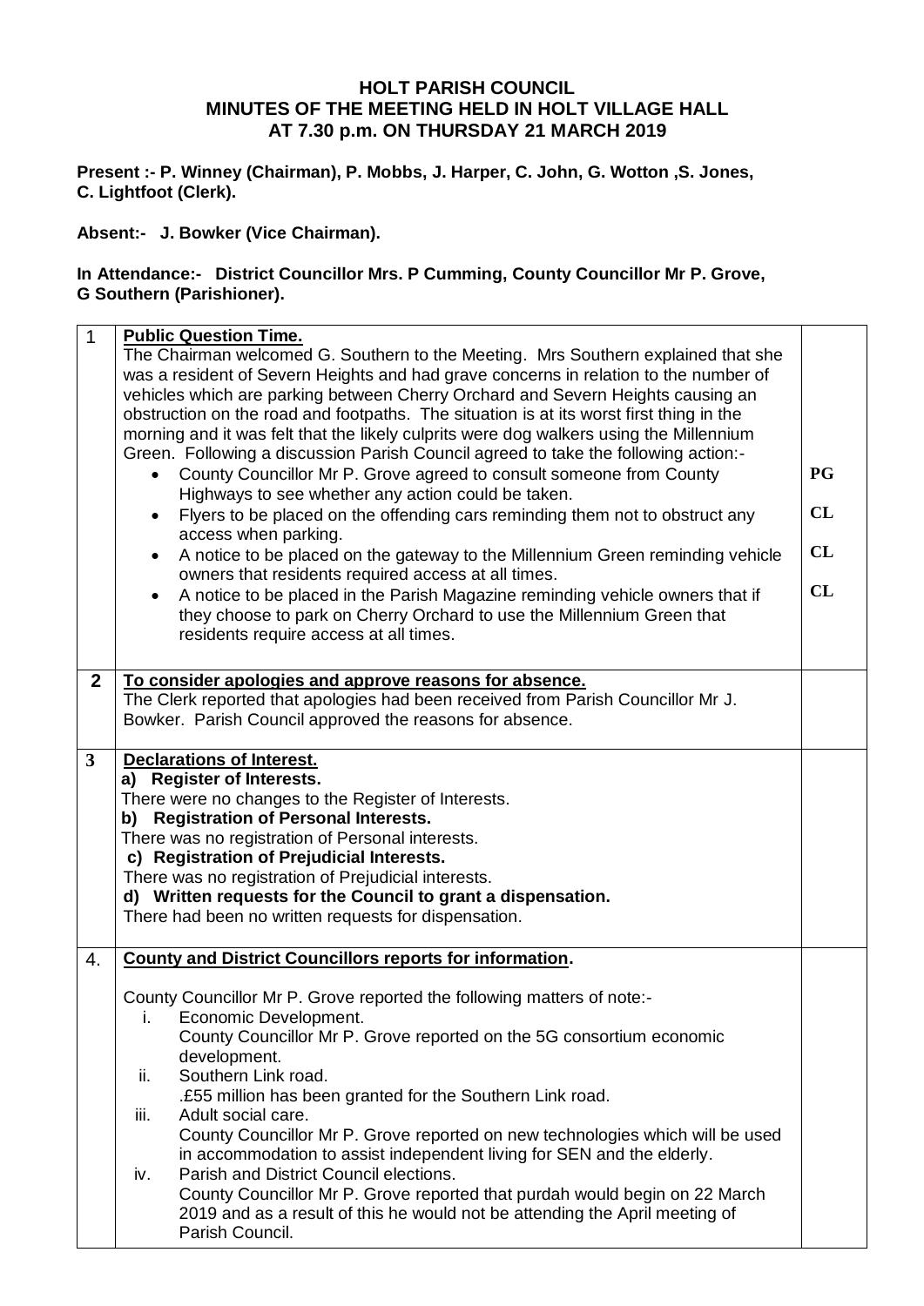# HOLT PARISH COUNCIL
## MINUTES OF THE MEETING HELD IN HOLT VILLAGE HALL
## AT 7.30 p.m. ON THURSDAY 21 MARCH 2019

**Present :- P. Winney (Chairman), P. Mobbs, J. Harper, C. John, G. Wotton ,S. Jones, C. Lightfoot (Clerk).**

**Absent:- J. Bowker (Vice Chairman).**

**In Attendance:- District Councillor Mrs. P Cumming, County Councillor Mr P. Grove, G Southern (Parishioner).**

| | | |
|---|---|---|
| 1 | **Public Question Time.**<br>The Chairman welcomed G. Southern to the Meeting. Mrs Southern explained that she was a resident of Severn Heights and had grave concerns in relation to the number of vehicles which are parking between Cherry Orchard and Severn Heights causing an obstruction on the road and footpaths. The situation is at its worst first thing in the morning and it was felt that the likely culprits were dog walkers using the Millennium Green. Following a discussion Parish Council agreed to take the following action:-<br>• County Councillor Mr P. Grove agreed to consult someone from County Highways to see whether any action could be taken.<br>• Flyers to be placed on the offending cars reminding them not to obstruct any access when parking.<br>• A notice to be placed on the gateway to the Millennium Green reminding vehicle owners that residents required access at all times.<br>• A notice to be placed in the Parish Magazine reminding vehicle owners that if they choose to park on Cherry Orchard to use the Millennium Green that residents require access at all times. | **PG**<br><br>**CL**<br><br>**CL**<br><br>**CL** |
| **2** | **To consider apologies and approve reasons for absence.**<br>The Clerk reported that apologies had been received from Parish Councillor Mr J. Bowker. Parish Council approved the reasons for absence. | |
| **3** | **Declarations of Interest.**<br>**a) Register of Interests.**<br>There were no changes to the Register of Interests.<br>**b) Registration of Personal Interests.**<br>There was no registration of Personal interests.<br>**c) Registration of Prejudicial Interests.**<br>There was no registration of Prejudicial interests.<br>**d) Written requests for the Council to grant a dispensation.**<br>There had been no written requests for dispensation. | |
| 4. | **County and District Councillors reports for information.**<br><br>County Councillor Mr P. Grove reported the following matters of note:-<br>i. Economic Development.<br>County Councillor Mr P. Grove reported on the 5G consortium economic development.<br>ii. Southern Link road.<br>.£55 million has been granted for the Southern Link road.<br>iii. Adult social care.<br>County Councillor Mr P. Grove reported on new technologies which will be used in accommodation to assist independent living for SEN and the elderly.<br>iv. Parish and District Council elections.<br>County Councillor Mr P. Grove reported that purdah would begin on 22 March 2019 and as a result of this he would not be attending the April meeting of Parish Council. | |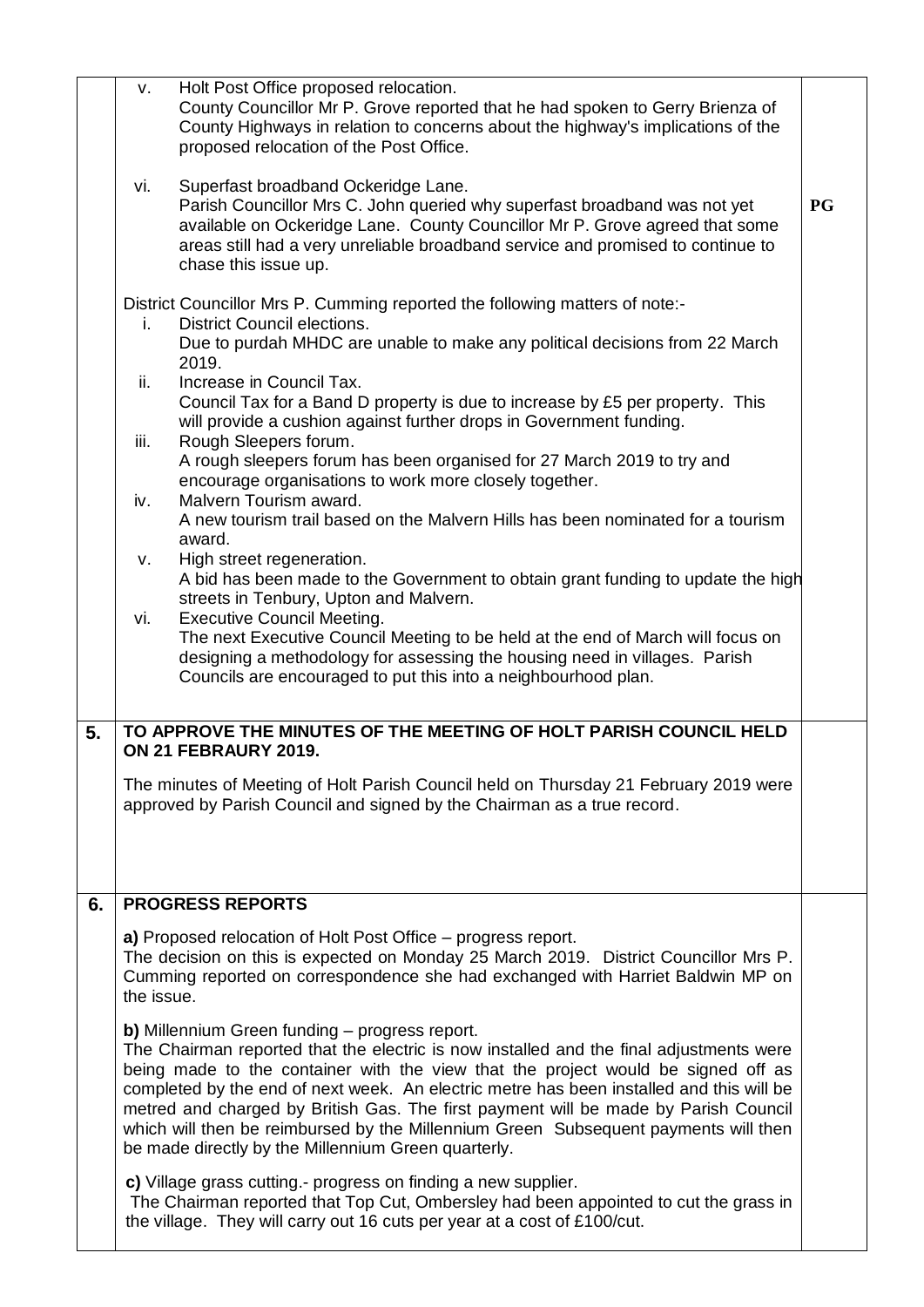| | | |
|---|---|---|
| | v. Holt Post Office proposed relocation.<br>County Councillor Mr P. Grove reported that he had spoken to Gerry Brienza of County Highways in relation to concerns about the highway's implications of the proposed relocation of the Post Office.<br><br>vi. Superfast broadband Ockeridge Lane.<br>Parish Councillor Mrs C. John queried why superfast broadband was not yet available on Ockeridge Lane. County Councillor Mr P. Grove agreed that some areas still had a very unreliable broadband service and promised to continue to chase this issue up.<br><br>District Councillor Mrs P. Cumming reported the following matters of note:-<br>i. District Council elections.<br>Due to purdah MHDC are unable to make any political decisions from 22 March 2019.<br>ii. Increase in Council Tax.<br>Council Tax for a Band D property is due to increase by £5 per property. This will provide a cushion against further drops in Government funding.<br>iii. Rough Sleepers forum.<br>A rough sleepers forum has been organised for 27 March 2019 to try and encourage organisations to work more closely together.<br>iv. Malvern Tourism award.<br>A new tourism trail based on the Malvern Hills has been nominated for a tourism award.<br>v. High street regeneration.<br>A bid has been made to the Government to obtain grant funding to update the high streets in Tenbury, Upton and Malvern.<br>vi. Executive Council Meeting.<br>The next Executive Council Meeting to be held at the end of March will focus on designing a methodology for assessing the housing need in villages. Parish Councils are encouraged to put this into a neighbourhood plan. | **PG** |
| **5.** | **TO APPROVE THE MINUTES OF THE MEETING OF HOLT PARISH COUNCIL HELD ON 21 FEBRAURY 2019.**<br><br>The minutes of Meeting of Holt Parish Council held on Thursday 21 February 2019 were approved by Parish Council and signed by the Chairman as a true record. | |
| **6.** | **PROGRESS REPORTS**<br><br>**a)** Proposed relocation of Holt Post Office – progress report.<br>The decision on this is expected on Monday 25 March 2019. District Councillor Mrs P. Cumming reported on correspondence she had exchanged with Harriet Baldwin MP on the issue.<br><br>**b)** Millennium Green funding – progress report.<br>The Chairman reported that the electric is now installed and the final adjustments were being made to the container with the view that the project would be signed off as completed by the end of next week. An electric metre has been installed and this will be metred and charged by British Gas. The first payment will be made by Parish Council which will then be reimbursed by the Millennium Green Subsequent payments will then be made directly by the Millennium Green quarterly.<br><br>**c)** Village grass cutting.- progress on finding a new supplier.<br>The Chairman reported that Top Cut, Ombersley had been appointed to cut the grass in the village. They will carry out 16 cuts per year at a cost of £100/cut. | |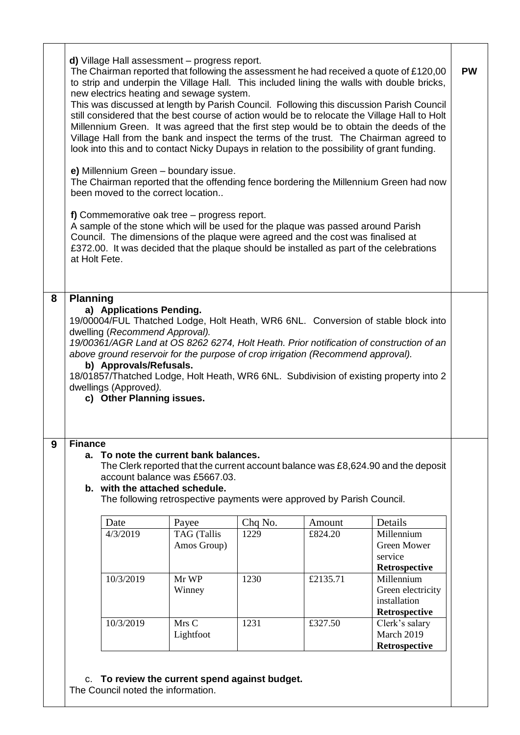**d)** Village Hall assessment – progress report.

The Chairman reported that following the assessment he had received a quote of £120,00 to strip and underpin the Village Hall. This included lining the walls with double bricks, new electrics heating and sewage system.

This was discussed at length by Parish Council. Following this discussion Parish Council still considered that the best course of action would be to relocate the Village Hall to Holt Millennium Green. It was agreed that the first step would be to obtain the deeds of the Village Hall from the bank and inspect the terms of the trust. The Chairman agreed to look into this and to contact Nicky Dupays in relation to the possibility of grant funding. **PW**

**e)** Millennium Green – boundary issue.

The Chairman reported that the offending fence bordering the Millennium Green had now been moved to the correct location..

**f)** Commemorative oak tree – progress report.

A sample of the stone which will be used for the plaque was passed around Parish Council. The dimensions of the plaque were agreed and the cost was finalised at £372.00. It was decided that the plaque should be installed as part of the celebrations at Holt Fete.

## 8 Planning

**a) Applications Pending.**

19/00004/FUL Thatched Lodge, Holt Heath, WR6 6NL. Conversion of stable block into dwelling (*Recommend Approval).*

*19/00361/AGR Land at OS 8262 6274, Holt Heath. Prior notification of construction of an above ground reservoir for the purpose of crop irrigation (Recommend approval).*

**b) Approvals/Refusals.**

18/01857/Thatched Lodge, Holt Heath, WR6 6NL. Subdivision of existing property into 2 dwellings (Approved*).*

**c) Other Planning issues.**

## 9 Finance

**a. To note the current bank balances.**

The Clerk reported that the current account balance was £8,624.90 and the deposit account balance was £5667.03.

**b. with the attached schedule.**

The following retrospective payments were approved by Parish Council.

| Date | Payee | Chq No. | Amount | Details |
|---|---|---|---|---|
| 4/3/2019 | TAG (Tallis Amos Group) | 1229 | £824.20 | Millennium Green Mower service **Retrospective** |
| 10/3/2019 | Mr WP Winney | 1230 | £2135.71 | Millennium Green electricity installation **Retrospective** |
| 10/3/2019 | Mrs C Lightfoot | 1231 | £327.50 | Clerk's salary March 2019 **Retrospective** |

c. **To review the current spend against budget.**

The Council noted the information.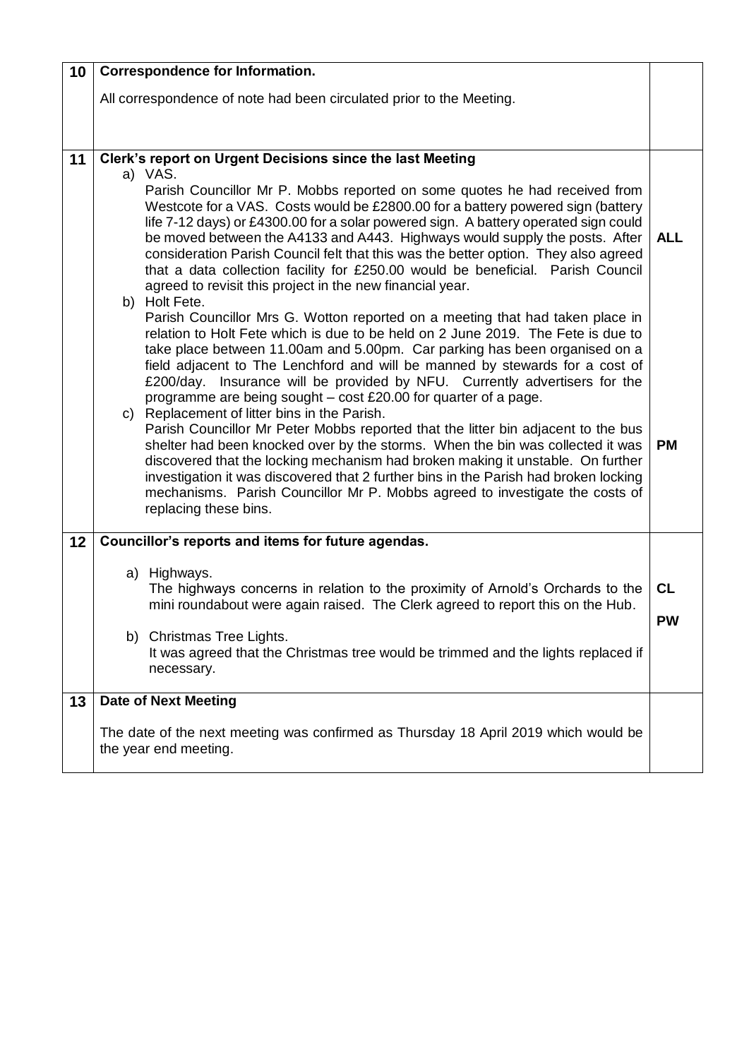| | | |
|---|---|---|
| **10** | **Correspondence for Information.**<br><br>All correspondence of note had been circulated prior to the Meeting. | |
| **11** | **Clerk's report on Urgent Decisions since the last Meeting**<br>a) VAS.<br>Parish Councillor Mr P. Mobbs reported on some quotes he had received from Westcote for a VAS. Costs would be £2800.00 for a battery powered sign (battery life 7-12 days) or £4300.00 for a solar powered sign. A battery operated sign could be moved between the A4133 and A443. Highways would supply the posts. After consideration Parish Council felt that this was the better option. They also agreed that a data collection facility for £250.00 would be beneficial. Parish Council agreed to revisit this project in the new financial year.<br>b) Holt Fete.<br>Parish Councillor Mrs G. Wotton reported on a meeting that had taken place in relation to Holt Fete which is due to be held on 2 June 2019. The Fete is due to take place between 11.00am and 5.00pm. Car parking has been organised on a field adjacent to The Lenchford and will be manned by stewards for a cost of £200/day. Insurance will be provided by NFU. Currently advertisers for the programme are being sought – cost £20.00 for quarter of a page.<br>c) Replacement of litter bins in the Parish.<br>Parish Councillor Mr Peter Mobbs reported that the litter bin adjacent to the bus shelter had been knocked over by the storms. When the bin was collected it was discovered that the locking mechanism had broken making it unstable. On further investigation it was discovered that 2 further bins in the Parish had broken locking mechanisms. Parish Councillor Mr P. Mobbs agreed to investigate the costs of replacing these bins. | **ALL**<br><br><br><br>**PM** |
| **12** | **Councillor's reports and items for future agendas.**<br><br>a) Highways.<br>The highways concerns in relation to the proximity of Arnold's Orchards to the mini roundabout were again raised. The Clerk agreed to report this on the Hub.<br><br>b) Christmas Tree Lights.<br>It was agreed that the Christmas tree would be trimmed and the lights replaced if necessary. | **CL**<br><br>**PW** |
| **13** | **Date of Next Meeting**<br><br>The date of the next meeting was confirmed as Thursday 18 April 2019 which would be the year end meeting. | |